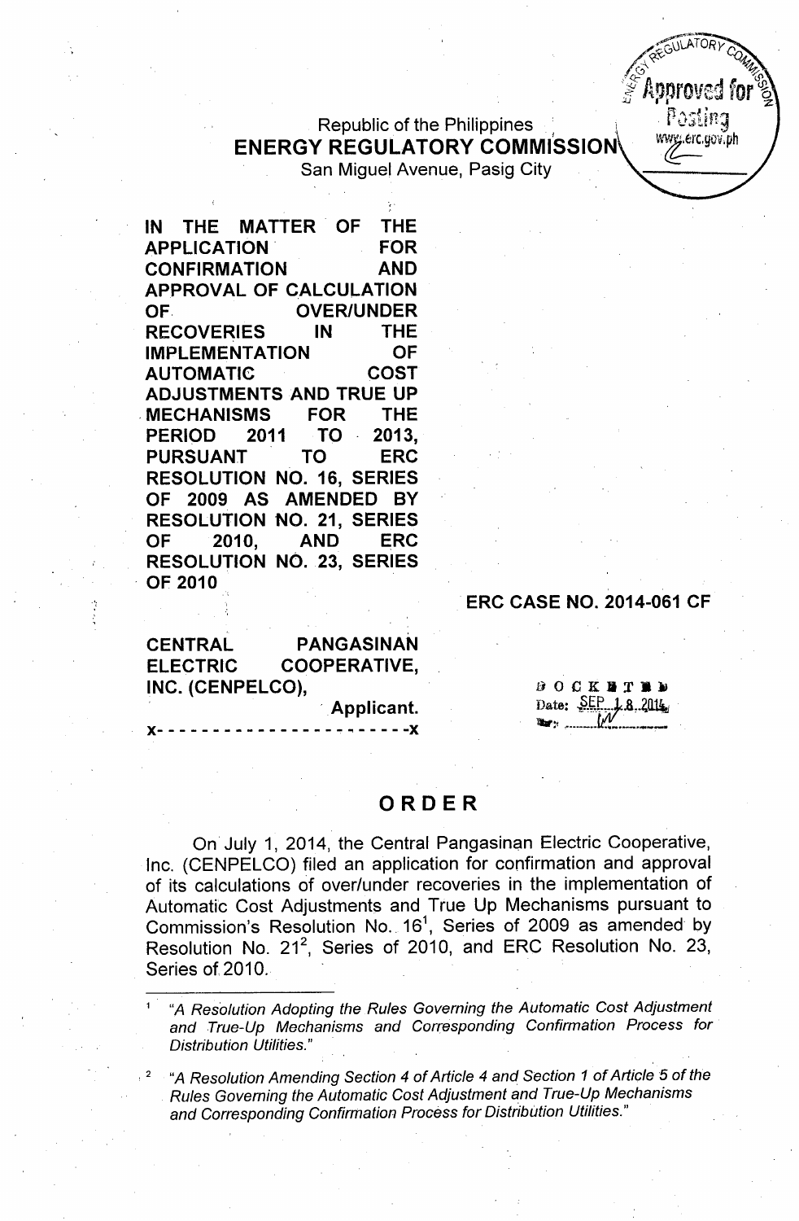Republic of the Philippines
**ENERGY REGULATORY COMMISSION**
San Miguel Avenue, Pasig City

**IN THE MATTER OF THE APPLICATION FOR CONFIRMATION AND APPROVAL OF CALCULATION OF OVER/UNDER RECOVERIES IN THE IMPLEMENTATION OF AUTOMATIC COST ADJUSTMENTS AND TRUE UP MECHANISMS FOR THE PERIOD 2011 TO 2013, PURSUANT TO ERC RESOLUTION NO. 16, SERIES OF 2009 AS AMENDED BY RESOLUTION NO. 21, SERIES OF 2010, AND ERC RESOLUTION NO. 23, SERIES OF 2010**

**ERC CASE NO. 2014-061 CF**

**CENTRAL PANGASINAN ELECTRIC COOPERATIVE, INC. (CENPELCO),**
Applicant.
x- - - - - - - - - - - - - - - - - - - - - - -x

DOCKETED
Date: SEP 18 2014

# ORDER

On July 1, 2014, the Central Pangasinan Electric Cooperative, Inc. (CENPELCO) filed an application for confirmation and approval of its calculations of over/under recoveries in the implementation of Automatic Cost Adjustments and True Up Mechanisms pursuant to Commission's Resolution No. 16[1], Series of 2009 as amended by Resolution No. 21[2], Series of 2010, and ERC Resolution No. 23, Series of 2010.

---

[1] *"A Resolution Adopting the Rules Governing the Automatic Cost Adjustment and True-Up Mechanisms and Corresponding Confirmation Process for Distribution Utilities."*

[2] *"A Resolution Amending Section 4 of Article 4 and Section 1 of Article 5 of the Rules Governing the Automatic Cost Adjustment and True-Up Mechanisms and Corresponding Confirmation Process for Distribution Utilities."*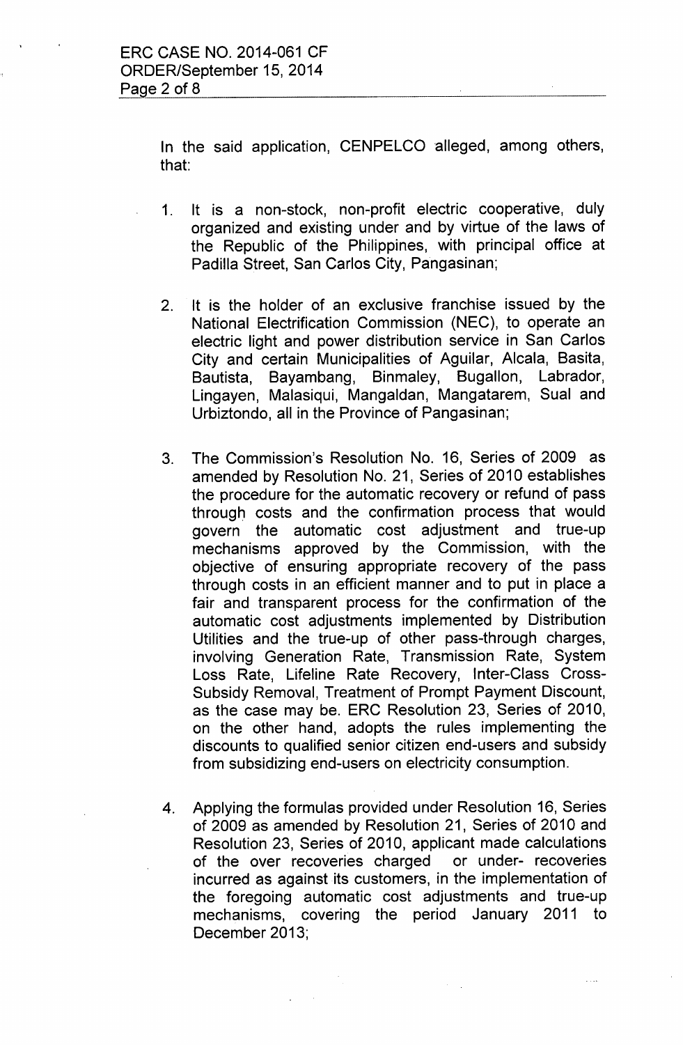In the said application, CENPELCO alleged, among others, that:

1. It is a non-stock, non-profit electric cooperative, duly organized and existing under and by virtue of the laws of the Republic of the Philippines, with principal office at Padilla Street, San Carlos City, Pangasinan;

2. It is the holder of an exclusive franchise issued by the National Electrification Commission (NEC), to operate an electric light and power distribution service in San Carlos City and certain Municipalities of Aguilar, Alcala, Basita, Bautista, Bayambang, Binmaley, Bugallon, Labrador, Lingayen, Malasiqui, Mangaldan, Mangatarem, Sual and Urbiztondo, all in the Province of Pangasinan;

3. The Commission's Resolution No. 16, Series of 2009 as amended by Resolution No. 21, Series of 2010 establishes the procedure for the automatic recovery or refund of pass through costs and the confirmation process that would govern the automatic cost adjustment and true-up mechanisms approved by the Commission, with the objective of ensuring appropriate recovery of the pass through costs in an efficient manner and to put in place a fair and transparent process for the confirmation of the automatic cost adjustments implemented by Distribution Utilities and the true-up of other pass-through charges, involving Generation Rate, Transmission Rate, System Loss Rate, Lifeline Rate Recovery, Inter-Class Cross-Subsidy Removal, Treatment of Prompt Payment Discount, as the case may be. ERC Resolution 23, Series of 2010, on the other hand, adopts the rules implementing the discounts to qualified senior citizen end-users and subsidy from subsidizing end-users on electricity consumption.

4. Applying the formulas provided under Resolution 16, Series of 2009 as amended by Resolution 21, Series of 2010 and Resolution 23, Series of 2010, applicant made calculations of the over recoveries charged or under- recoveries incurred as against its customers, in the implementation of the foregoing automatic cost adjustments and true-up mechanisms, covering the period January 2011 to December 2013;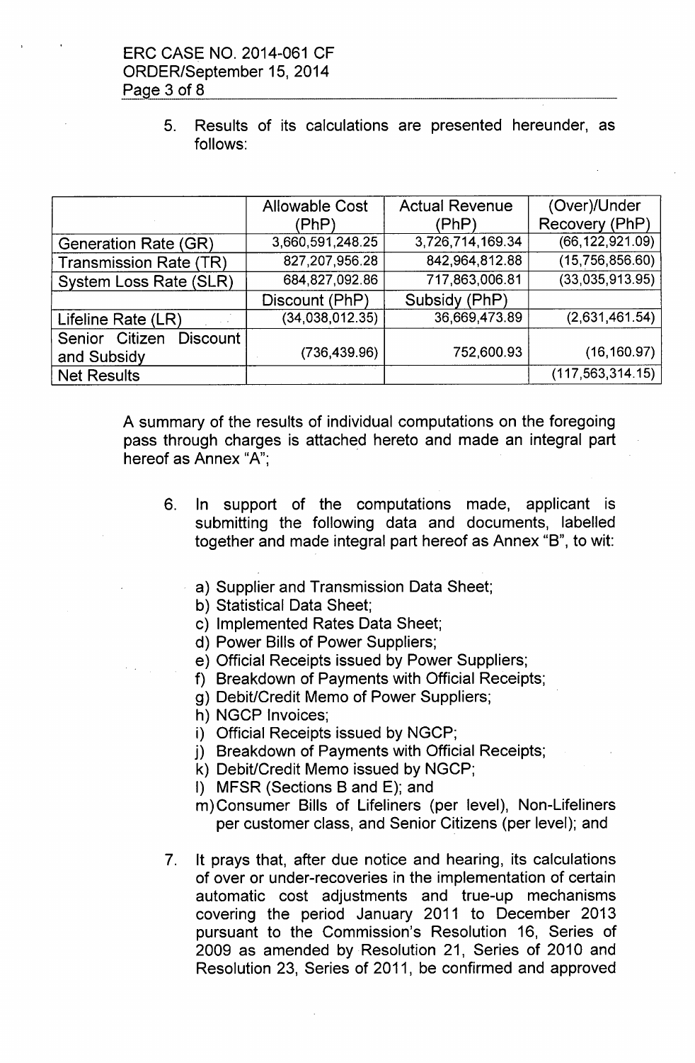5. Results of its calculations are presented hereunder, as follows:

| | Allowable Cost (PhP) | Actual Revenue (PhP) | (Over)/Under Recovery (PhP) |
|---|---|---|---|
| Generation Rate (GR) | 3,660,591,248.25 | 3,726,714,169.34 | (66,122,921.09) |
| Transmission Rate (TR) | 827,207,956.28 | 842,964,812.88 | (15,756,856.60) |
| System Loss Rate (SLR) | 684,827,092.86 | 717,863,006.81 | (33,035,913.95) |
| | Discount (PhP) | Subsidy (PhP) | |
| Lifeline Rate (LR) | (34,038,012.35) | 36,669,473.89 | (2,631,461.54) |
| Senior Citizen Discount and Subsidy | (736,439.96) | 752,600.93 | (16,160.97) |
| Net Results | | | (117,563,314.15) |

A summary of the results of individual computations on the foregoing pass through charges is attached hereto and made an integral part hereof as Annex "A";

6. In support of the computations made, applicant is submitting the following data and documents, labelled together and made integral part hereof as Annex "B", to wit:

   a) Supplier and Transmission Data Sheet;
   b) Statistical Data Sheet;
   c) Implemented Rates Data Sheet;
   d) Power Bills of Power Suppliers;
   e) Official Receipts issued by Power Suppliers;
   f) Breakdown of Payments with Official Receipts;
   g) Debit/Credit Memo of Power Suppliers;
   h) NGCP Invoices;
   i) Official Receipts issued by NGCP;
   j) Breakdown of Payments with Official Receipts;
   k) Debit/Credit Memo issued by NGCP;
   l) MFSR (Sections B and E); and
   m) Consumer Bills of Lifeliners (per level), Non-Lifeliners per customer class, and Senior Citizens (per level); and

7. It prays that, after due notice and hearing, its calculations of over or under-recoveries in the implementation of certain automatic cost adjustments and true-up mechanisms covering the period January 2011 to December 2013 pursuant to the Commission's Resolution 16, Series of 2009 as amended by Resolution 21, Series of 2010 and Resolution 23, Series of 2011, be confirmed and approved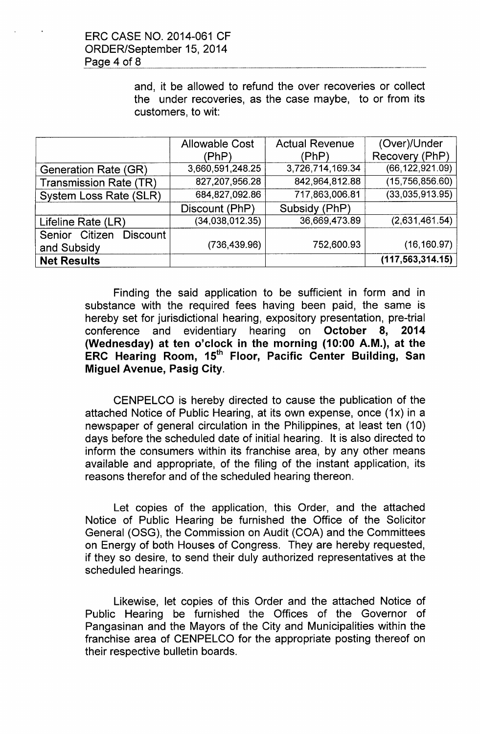and, it be allowed to refund the over recoveries or collect the under recoveries, as the case maybe, to or from its customers, to wit:

| | Allowable Cost (PhP) | Actual Revenue (PhP) | (Over)/Under Recovery (PhP) |
|---|---|---|---|
| Generation Rate (GR) | 3,660,591,248.25 | 3,726,714,169.34 | (66,122,921.09) |
| Transmission Rate (TR) | 827,207,956.28 | 842,964,812.88 | (15,756,856.60) |
| System Loss Rate (SLR) | 684,827,092.86 | 717,863,006.81 | (33,035,913.95) |
| | Discount (PhP) | Subsidy (PhP) | |
| Lifeline Rate (LR) | (34,038,012.35) | 36,669,473.89 | (2,631,461.54) |
| Senior Citizen Discount and Subsidy | (736,439.96) | 752,600.93 | (16,160.97) |
| **Net Results** | | | **(117,563,314.15)** |

Finding the said application to be sufficient in form and in substance with the required fees having been paid, the same is hereby set for jurisdictional hearing, expository presentation, pre-trial conference and evidentiary hearing on **October 8, 2014 (Wednesday) at ten o'clock in the morning (10:00 A.M.), at the ERC Hearing Room, 15th Floor, Pacific Center Building, San Miguel Avenue, Pasig City**.

CENPELCO is hereby directed to cause the publication of the attached Notice of Public Hearing, at its own expense, once (1x) in a newspaper of general circulation in the Philippines, at least ten (10) days before the scheduled date of initial hearing. It is also directed to inform the consumers within its franchise area, by any other means available and appropriate, of the filing of the instant application, its reasons therefor and of the scheduled hearing thereon.

Let copies of the application, this Order, and the attached Notice of Public Hearing be furnished the Office of the Solicitor General (OSG), the Commission on Audit (COA) and the Committees on Energy of both Houses of Congress. They are hereby requested, if they so desire, to send their duly authorized representatives at the scheduled hearings.

Likewise, let copies of this Order and the attached Notice of Public Hearing be furnished the Offices of the Governor of Pangasinan and the Mayors of the City and Municipalities within the franchise area of CENPELCO for the appropriate posting thereof on their respective bulletin boards.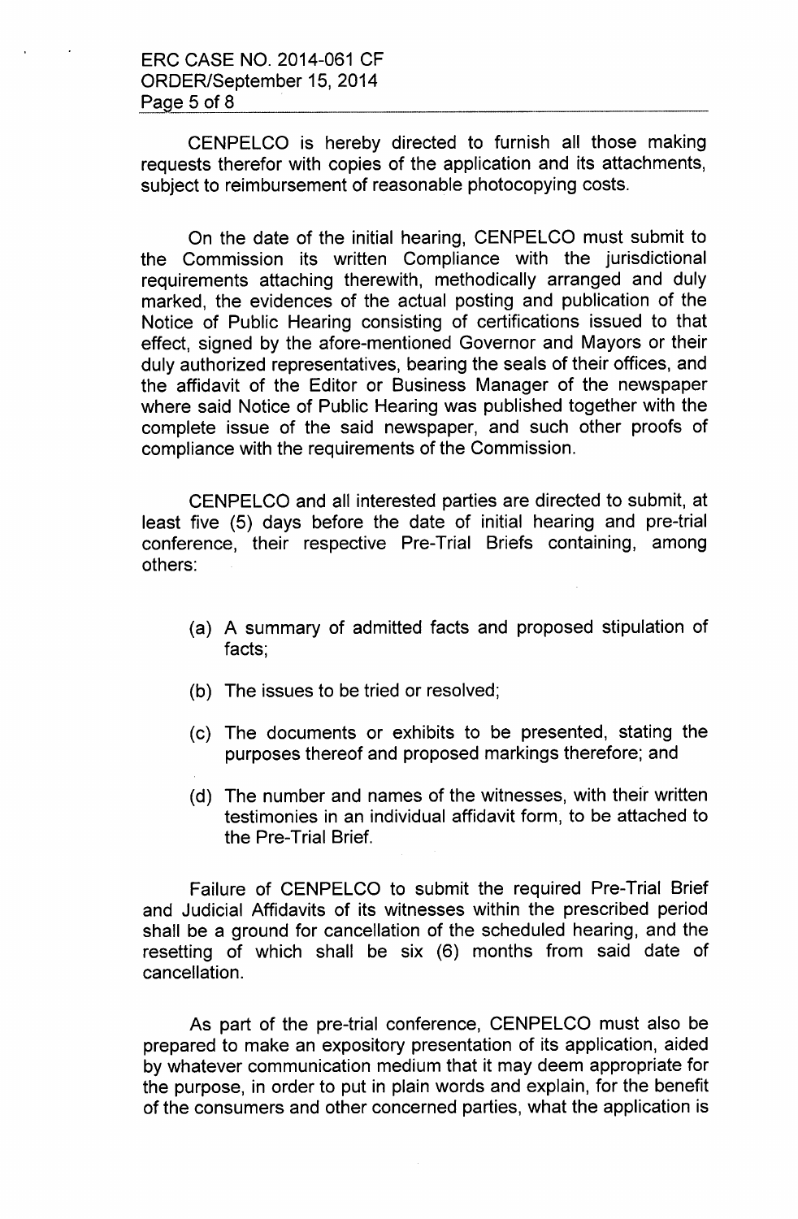CENPELCO is hereby directed to furnish all those making requests therefor with copies of the application and its attachments, subject to reimbursement of reasonable photocopying costs.

On the date of the initial hearing, CENPELCO must submit to the Commission its written Compliance with the jurisdictional requirements attaching therewith, methodically arranged and duly marked, the evidences of the actual posting and publication of the Notice of Public Hearing consisting of certifications issued to that effect, signed by the afore-mentioned Governor and Mayors or their duly authorized representatives, bearing the seals of their offices, and the affidavit of the Editor or Business Manager of the newspaper where said Notice of Public Hearing was published together with the complete issue of the said newspaper, and such other proofs of compliance with the requirements of the Commission.

CENPELCO and all interested parties are directed to submit, at least five (5) days before the date of initial hearing and pre-trial conference, their respective Pre-Trial Briefs containing, among others:

(a) A summary of admitted facts and proposed stipulation of facts;

(b) The issues to be tried or resolved;

(c) The documents or exhibits to be presented, stating the purposes thereof and proposed markings therefore; and

(d) The number and names of the witnesses, with their written testimonies in an individual affidavit form, to be attached to the Pre-Trial Brief.

Failure of CENPELCO to submit the required Pre-Trial Brief and Judicial Affidavits of its witnesses within the prescribed period shall be a ground for cancellation of the scheduled hearing, and the resetting of which shall be six (6) months from said date of cancellation.

As part of the pre-trial conference, CENPELCO must also be prepared to make an expository presentation of its application, aided by whatever communication medium that it may deem appropriate for the purpose, in order to put in plain words and explain, for the benefit of the consumers and other concerned parties, what the application is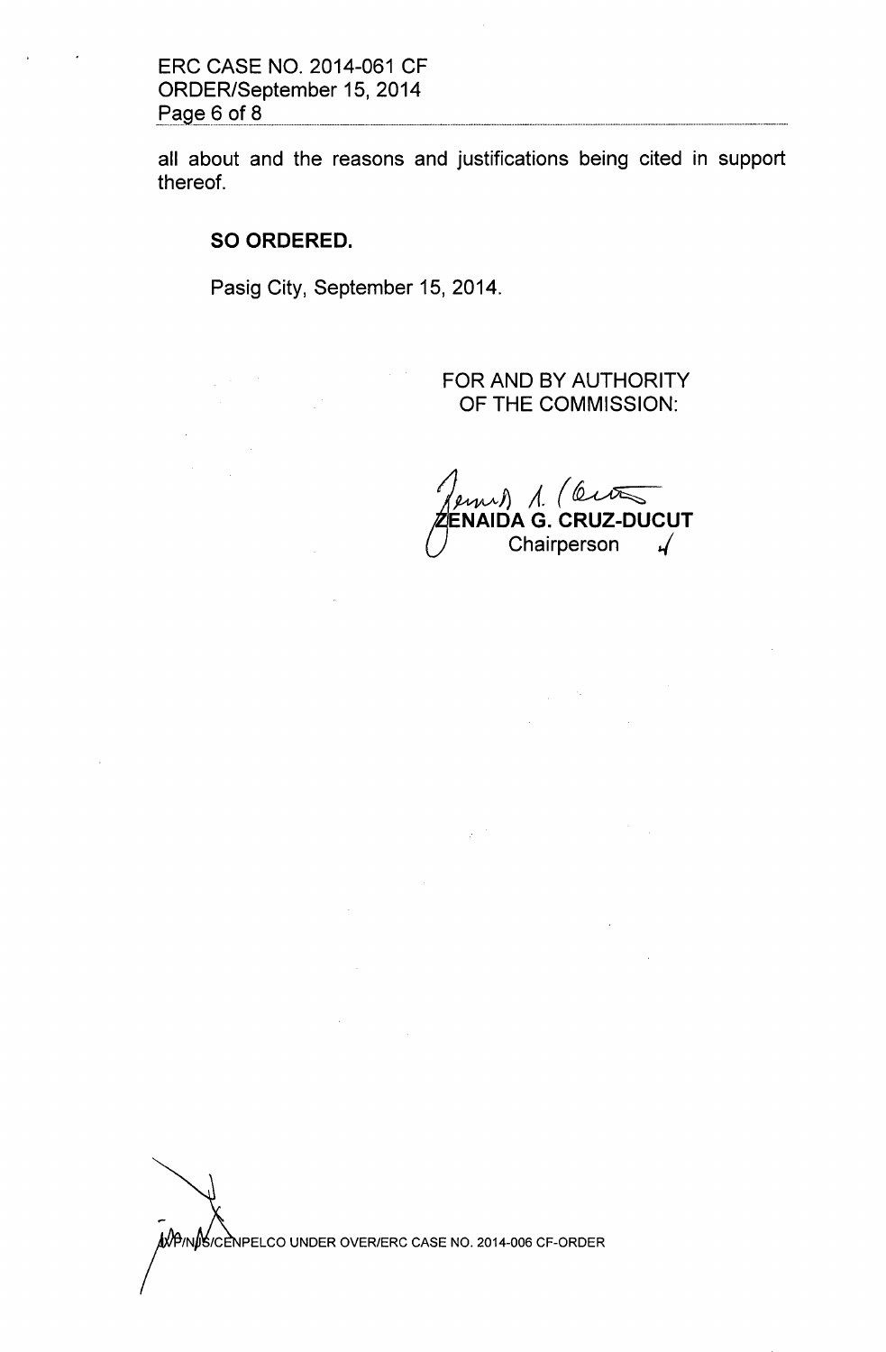all about and the reasons and justifications being cited in support thereof.

**SO ORDERED.**

Pasig City, September 15, 2014.

FOR AND BY AUTHORITY OF THE COMMISSION:

**ZENAIDA G. CRUZ-DUCUT**
Chairperson

WP/NJS/CENPELCO UNDER OVER/ERC CASE NO. 2014-006 CF-ORDER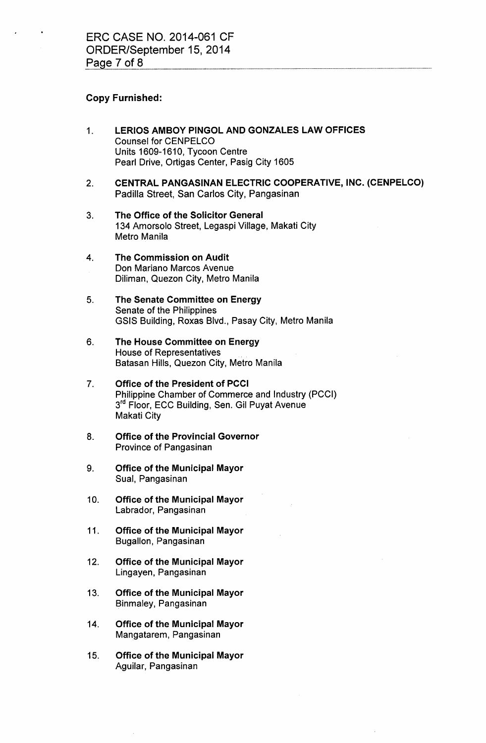**Copy Furnished:**

1. **LERIOS AMBOY PINGOL AND GONZALES LAW OFFICES**
   Counsel for CENPELCO
   Units 1609-1610, Tycoon Centre
   Pearl Drive, Ortigas Center, Pasig City 1605

2. **CENTRAL PANGASINAN ELECTRIC COOPERATIVE, INC. (CENPELCO)**
   Padilla Street, San Carlos City, Pangasinan

3. **The Office of the Solicitor General**
   134 Amorsolo Street, Legaspi Village, Makati City
   Metro Manila

4. **The Commission on Audit**
   Don Mariano Marcos Avenue
   Diliman, Quezon City, Metro Manila

5. **The Senate Committee on Energy**
   Senate of the Philippines
   GSIS Building, Roxas Blvd., Pasay City, Metro Manila

6. **The House Committee on Energy**
   House of Representatives
   Batasan Hills, Quezon City, Metro Manila

7. **Office of the President of PCCI**
   Philippine Chamber of Commerce and Industry (PCCI)
   3rd Floor, ECC Building, Sen. Gil Puyat Avenue
   Makati City

8. **Office of the Provincial Governor**
   Province of Pangasinan

9. **Office of the Municipal Mayor**
   Sual, Pangasinan

10. **Office of the Municipal Mayor**
    Labrador, Pangasinan

11. **Office of the Municipal Mayor**
    Bugallon, Pangasinan

12. **Office of the Municipal Mayor**
    Lingayen, Pangasinan

13. **Office of the Municipal Mayor**
    Binmaley, Pangasinan

14. **Office of the Municipal Mayor**
    Mangatarem, Pangasinan

15. **Office of the Municipal Mayor**
    Aguilar, Pangasinan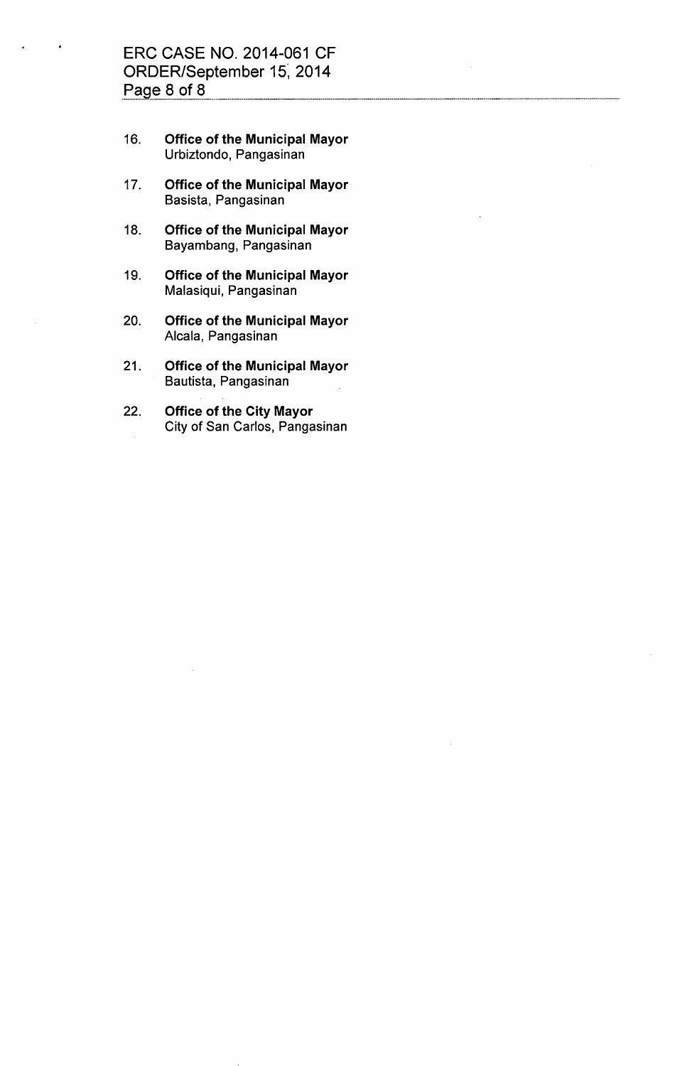16. **Office of the Municipal Mayor**
    Urbiztondo, Pangasinan

17. **Office of the Municipal Mayor**
    Basista, Pangasinan

18. **Office of the Municipal Mayor**
    Bayambang, Pangasinan

19. **Office of the Municipal Mayor**
    Malasiqui, Pangasinan

20. **Office of the Municipal Mayor**
    Alcala, Pangasinan

21. **Office of the Municipal Mayor**
    Bautista, Pangasinan

22. **Office of the City Mayor**
    City of San Carlos, Pangasinan